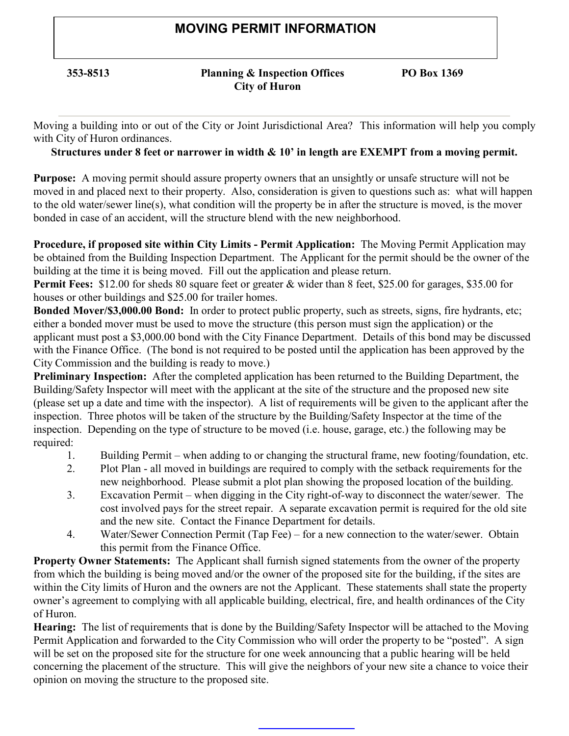# MOVING PERMIT INFORMATION

**353-8513** **Planning & Inspection Offices City of Huron** **PO Box 1369**

---

Moving a building into or out of the City or Joint Jurisdictional Area? This information will help you comply with City of Huron ordinances.

**Structures under 8 feet or narrower in width & 10' in length are EXEMPT from a moving permit.**

**Purpose:** A moving permit should assure property owners that an unsightly or unsafe structure will not be moved in and placed next to their property. Also, consideration is given to questions such as: what will happen to the old water/sewer line(s), what condition will the property be in after the structure is moved, is the mover bonded in case of an accident, will the structure blend with the new neighborhood.

**Procedure, if proposed site within City Limits - Permit Application:** The Moving Permit Application may be obtained from the Building Inspection Department. The Applicant for the permit should be the owner of the building at the time it is being moved. Fill out the application and please return.

**Permit Fees:** $12.00 for sheds 80 square feet or greater & wider than 8 feet, $25.00 for garages, $35.00 for houses or other buildings and $25.00 for trailer homes.

**Bonded Mover/$3,000.00 Bond:** In order to protect public property, such as streets, signs, fire hydrants, etc; either a bonded mover must be used to move the structure (this person must sign the application) or the applicant must post a $3,000.00 bond with the City Finance Department. Details of this bond may be discussed with the Finance Office. (The bond is not required to be posted until the application has been approved by the City Commission and the building is ready to move.)

**Preliminary Inspection:** After the completed application has been returned to the Building Department, the Building/Safety Inspector will meet with the applicant at the site of the structure and the proposed new site (please set up a date and time with the inspector). A list of requirements will be given to the applicant after the inspection. Three photos will be taken of the structure by the Building/Safety Inspector at the time of the inspection. Depending on the type of structure to be moved (i.e. house, garage, etc.) the following may be required:

1. Building Permit – when adding to or changing the structural frame, new footing/foundation, etc.
2. Plot Plan - all moved in buildings are required to comply with the setback requirements for the new neighborhood. Please submit a plot plan showing the proposed location of the building.
3. Excavation Permit – when digging in the City right-of-way to disconnect the water/sewer. The cost involved pays for the street repair. A separate excavation permit is required for the old site and the new site. Contact the Finance Department for details.
4. Water/Sewer Connection Permit (Tap Fee) – for a new connection to the water/sewer. Obtain this permit from the Finance Office.

**Property Owner Statements:** The Applicant shall furnish signed statements from the owner of the property from which the building is being moved and/or the owner of the proposed site for the building, if the sites are within the City limits of Huron and the owners are not the Applicant. These statements shall state the property owner's agreement to complying with all applicable building, electrical, fire, and health ordinances of the City of Huron.

**Hearing:** The list of requirements that is done by the Building/Safety Inspector will be attached to the Moving Permit Application and forwarded to the City Commission who will order the property to be "posted". A sign will be set on the proposed site for the structure for one week announcing that a public hearing will be held concerning the placement of the structure. This will give the neighbors of your new site a chance to voice their opinion on moving the structure to the proposed site.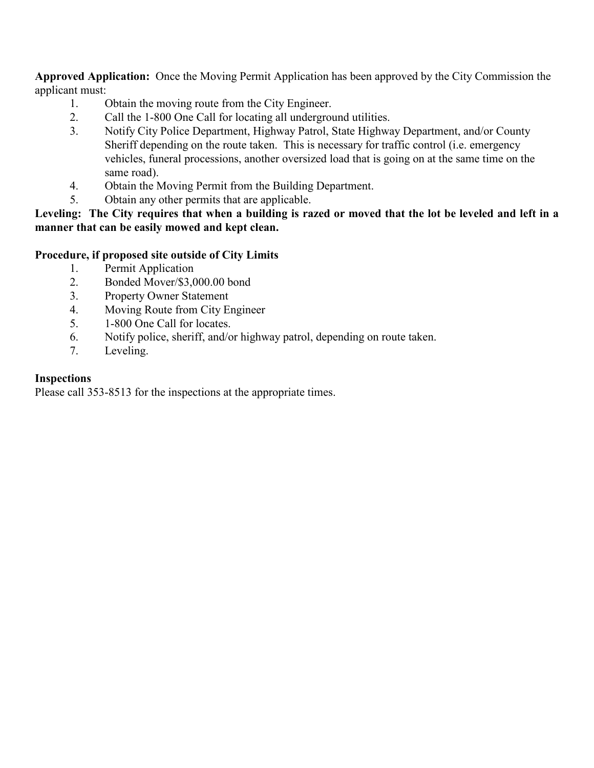**Approved Application:** Once the Moving Permit Application has been approved by the City Commission the applicant must:

1. Obtain the moving route from the City Engineer.
2. Call the 1-800 One Call for locating all underground utilities.
3. Notify City Police Department, Highway Patrol, State Highway Department, and/or County Sheriff depending on the route taken. This is necessary for traffic control (i.e. emergency vehicles, funeral processions, another oversized load that is going on at the same time on the same road).
4. Obtain the Moving Permit from the Building Department.
5. Obtain any other permits that are applicable.

**Leveling: The City requires that when a building is razed or moved that the lot be leveled and left in a manner that can be easily mowed and kept clean.**

**Procedure, if proposed site outside of City Limits**

1. Permit Application
2. Bonded Mover/$3,000.00 bond
3. Property Owner Statement
4. Moving Route from City Engineer
5. 1-800 One Call for locates.
6. Notify police, sheriff, and/or highway patrol, depending on route taken.
7. Leveling.

**Inspections**

Please call 353-8513 for the inspections at the appropriate times.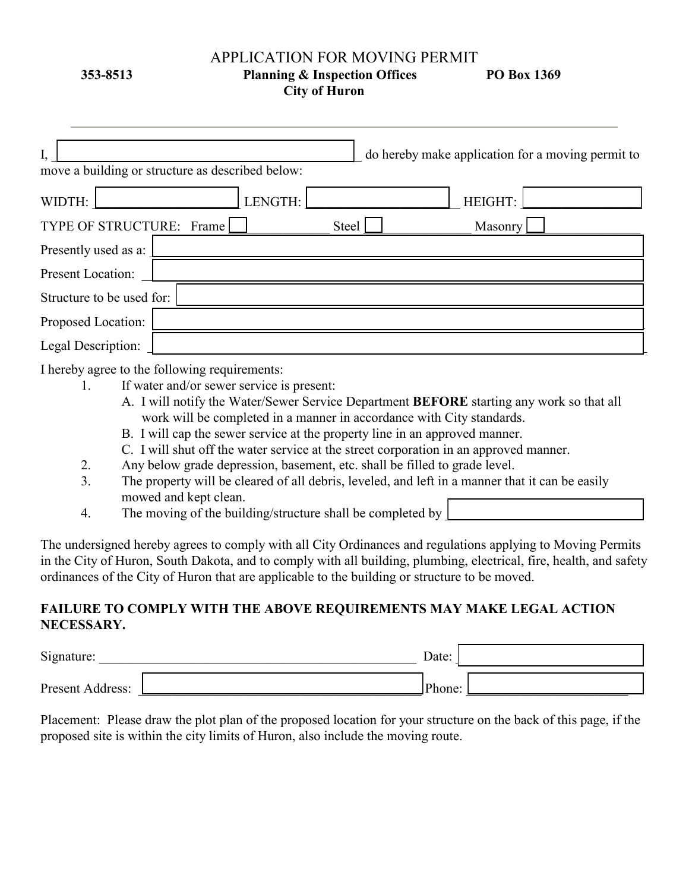# APPLICATION FOR MOVING PERMIT

**353-8513** **Planning & Inspection Offices** **PO Box 1369**
**City of Huron**

---

I, ______________________ do hereby make application for a moving permit to move a building or structure as described below:

WIDTH: ______________ LENGTH: ______________ HEIGHT: ______________

TYPE OF STRUCTURE: Frame ☐ __________ Steel ☐ __________ Masonry ☐ __________

Presently used as a: ______________________

Present Location: ______________________

Structure to be used for: ______________________

Proposed Location: ______________________

Legal Description: ______________________

I hereby agree to the following requirements:

1. If water and/or sewer service is present:
   - A. I will notify the Water/Sewer Service Department **BEFORE** starting any work so that all work will be completed in a manner in accordance with City standards.
   - B. I will cap the sewer service at the property line in an approved manner.
   - C. I will shut off the water service at the street corporation in an approved manner.
2. Any below grade depression, basement, etc. shall be filled to grade level.
3. The property will be cleared of all debris, leveled, and left in a manner that it can be easily mowed and kept clean.
4. The moving of the building/structure shall be completed by ______________

The undersigned hereby agrees to comply with all City Ordinances and regulations applying to Moving Permits in the City of Huron, South Dakota, and to comply with all building, plumbing, electrical, fire, health, and safety ordinances of the City of Huron that are applicable to the building or structure to be moved.

**FAILURE TO COMPLY WITH THE ABOVE REQUIREMENTS MAY MAKE LEGAL ACTION NECESSARY.**

Signature: ______________________ Date: ______________

Present Address: ______________________ Phone: ______________

Placement: Please draw the plot plan of the proposed location for your structure on the back of this page, if the proposed site is within the city limits of Huron, also include the moving route.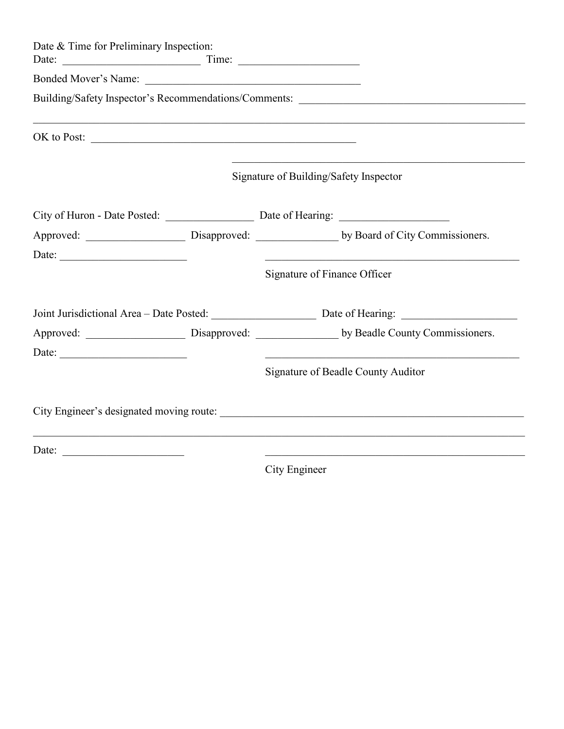Date & Time for Preliminary Inspection:
Date: ________________________ Time: ____________________

Bonded Mover's Name: ______________________________________

Building/Safety Inspector's Recommendations/Comments: ________________________________________

________________________________________________________________________________________

OK to Post: ______________________________________________

_______________________________________________
Signature of Building/Safety Inspector

City of Huron - Date Posted: _______________ Date of Hearing: __________________

Approved: _________________ Disapproved: ______________ by Board of City Commissioners.

Date: _____________________ _____________________________________________
Signature of Finance Officer

Joint Jurisdictional Area – Date Posted: _________________ Date of Hearing: ____________________

Approved: _________________ Disapproved: ______________ by Beadle County Commissioners.

Date: _____________________ _____________________________________________
Signature of Beadle County Auditor

City Engineer's designated moving route: ___________________________________________________

________________________________________________________________________________________

Date: _____________________ _____________________________________________
City Engineer